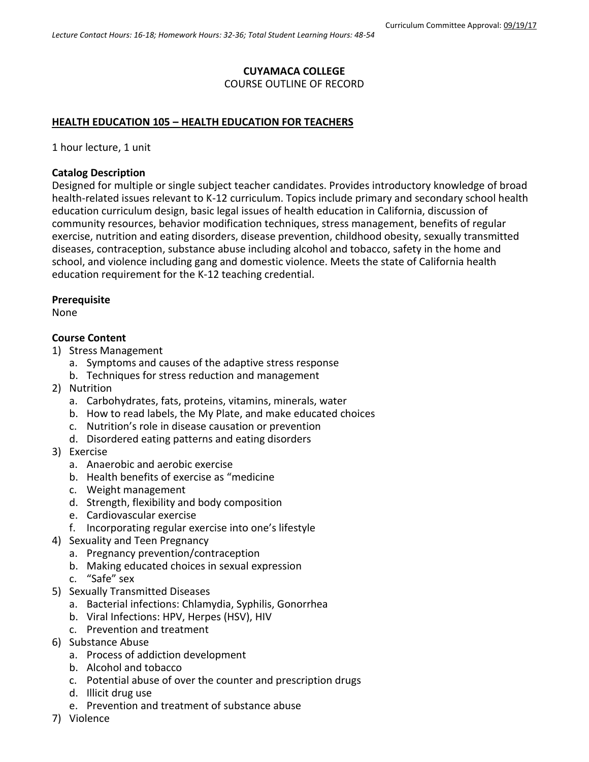Curriculum Committee Approval: 09/19/17

*Lecture Contact Hours: 16-18; Homework Hours: 32-36; Total Student Learning Hours: 48-54*

**CUYAMACA COLLEGE**
COURSE OUTLINE OF RECORD

**HEALTH EDUCATION 105 – HEALTH EDUCATION FOR TEACHERS**

1 hour lecture, 1 unit

**Catalog Description**
Designed for multiple or single subject teacher candidates. Provides introductory knowledge of broad health-related issues relevant to K-12 curriculum. Topics include primary and secondary school health education curriculum design, basic legal issues of health education in California, discussion of community resources, behavior modification techniques, stress management, benefits of regular exercise, nutrition and eating disorders, disease prevention, childhood obesity, sexually transmitted diseases, contraception, substance abuse including alcohol and tobacco, safety in the home and school, and violence including gang and domestic violence. Meets the state of California health education requirement for the K-12 teaching credential.

**Prerequisite**
None

**Course Content**
1) Stress Management
    a. Symptoms and causes of the adaptive stress response
    b. Techniques for stress reduction and management
2) Nutrition
    a. Carbohydrates, fats, proteins, vitamins, minerals, water
    b. How to read labels, the My Plate, and make educated choices
    c. Nutrition's role in disease causation or prevention
    d. Disordered eating patterns and eating disorders
3) Exercise
    a. Anaerobic and aerobic exercise
    b. Health benefits of exercise as "medicine
    c. Weight management
    d. Strength, flexibility and body composition
    e. Cardiovascular exercise
    f. Incorporating regular exercise into one's lifestyle
4) Sexuality and Teen Pregnancy
    a. Pregnancy prevention/contraception
    b. Making educated choices in sexual expression
    c. "Safe" sex
5) Sexually Transmitted Diseases
    a. Bacterial infections: Chlamydia, Syphilis, Gonorrhea
    b. Viral Infections: HPV, Herpes (HSV), HIV
    c. Prevention and treatment
6) Substance Abuse
    a. Process of addiction development
    b. Alcohol and tobacco
    c. Potential abuse of over the counter and prescription drugs
    d. Illicit drug use
    e. Prevention and treatment of substance abuse
7) Violence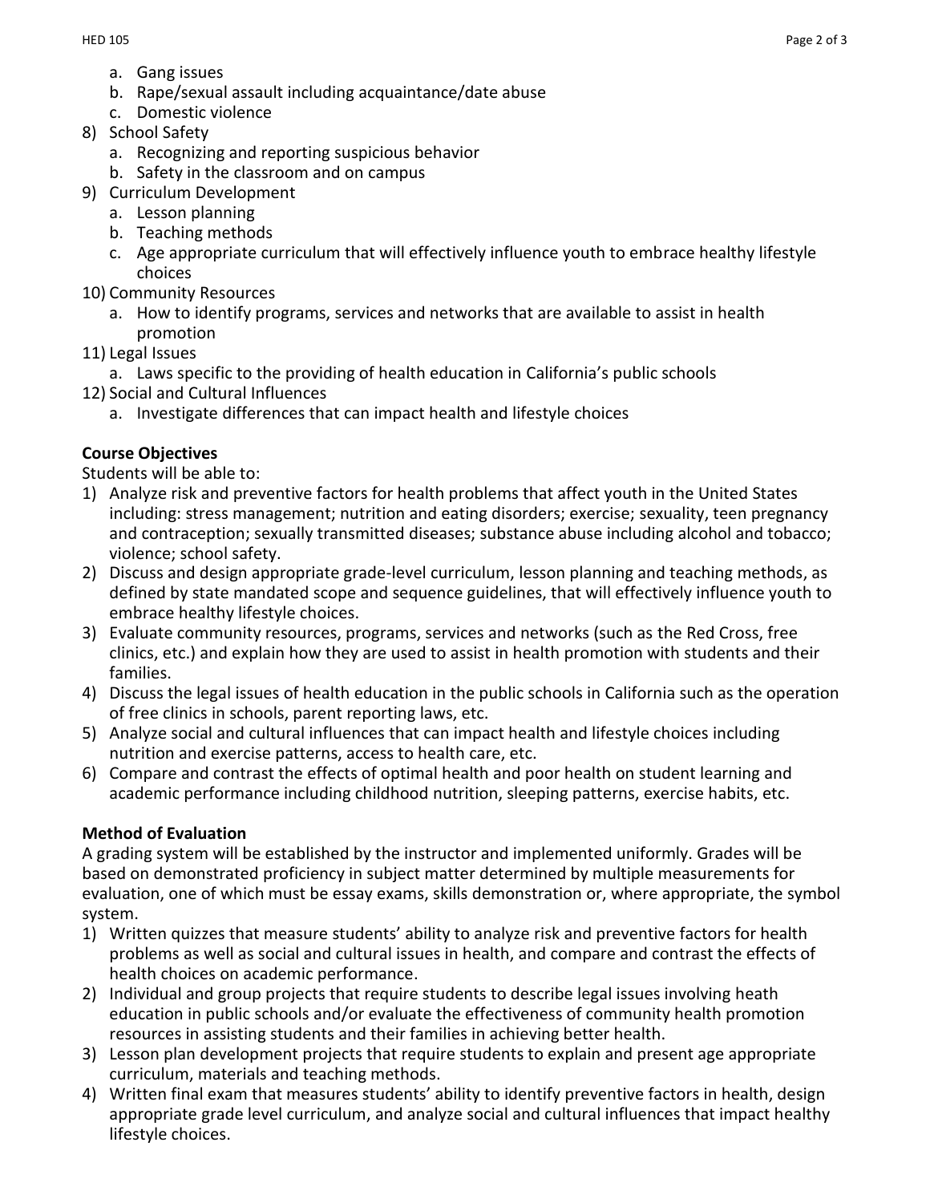a. Gang issues
   b. Rape/sexual assault including acquaintance/date abuse
   c. Domestic violence

8) School Safety
   a. Recognizing and reporting suspicious behavior
   b. Safety in the classroom and on campus
9) Curriculum Development
   a. Lesson planning
   b. Teaching methods
   c. Age appropriate curriculum that will effectively influence youth to embrace healthy lifestyle choices
10) Community Resources
    a. How to identify programs, services and networks that are available to assist in health promotion
11) Legal Issues
    a. Laws specific to the providing of health education in California's public schools
12) Social and Cultural Influences
    a. Investigate differences that can impact health and lifestyle choices

**Course Objectives**

Students will be able to:

1) Analyze risk and preventive factors for health problems that affect youth in the United States including: stress management; nutrition and eating disorders; exercise; sexuality, teen pregnancy and contraception; sexually transmitted diseases; substance abuse including alcohol and tobacco; violence; school safety.
2) Discuss and design appropriate grade-level curriculum, lesson planning and teaching methods, as defined by state mandated scope and sequence guidelines, that will effectively influence youth to embrace healthy lifestyle choices.
3) Evaluate community resources, programs, services and networks (such as the Red Cross, free clinics, etc.) and explain how they are used to assist in health promotion with students and their families.
4) Discuss the legal issues of health education in the public schools in California such as the operation of free clinics in schools, parent reporting laws, etc.
5) Analyze social and cultural influences that can impact health and lifestyle choices including nutrition and exercise patterns, access to health care, etc.
6) Compare and contrast the effects of optimal health and poor health on student learning and academic performance including childhood nutrition, sleeping patterns, exercise habits, etc.

**Method of Evaluation**

A grading system will be established by the instructor and implemented uniformly. Grades will be based on demonstrated proficiency in subject matter determined by multiple measurements for evaluation, one of which must be essay exams, skills demonstration or, where appropriate, the symbol system.

1) Written quizzes that measure students' ability to analyze risk and preventive factors for health problems as well as social and cultural issues in health, and compare and contrast the effects of health choices on academic performance.
2) Individual and group projects that require students to describe legal issues involving heath education in public schools and/or evaluate the effectiveness of community health promotion resources in assisting students and their families in achieving better health.
3) Lesson plan development projects that require students to explain and present age appropriate curriculum, materials and teaching methods.
4) Written final exam that measures students' ability to identify preventive factors in health, design appropriate grade level curriculum, and analyze social and cultural influences that impact healthy lifestyle choices.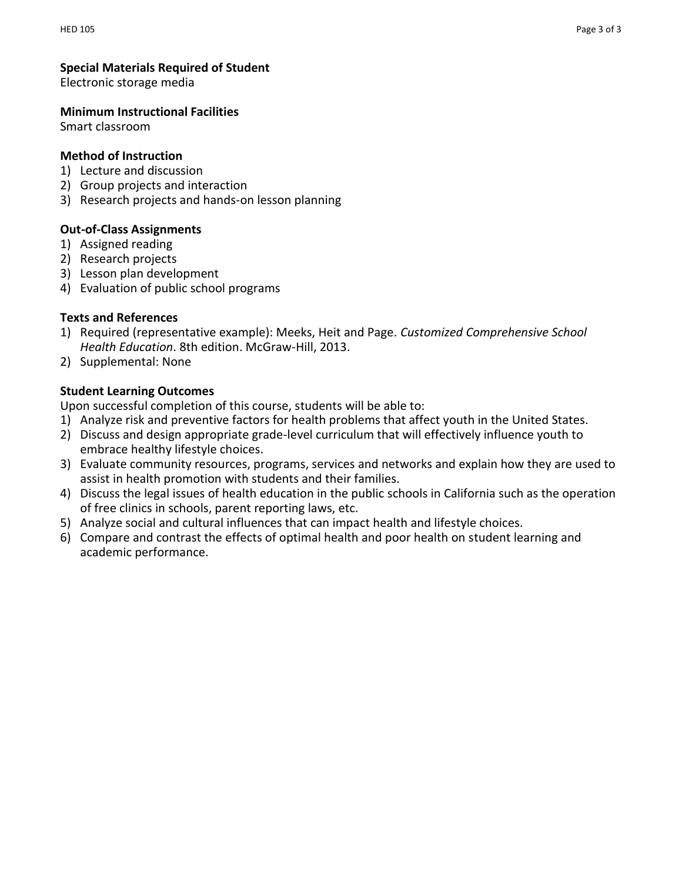**Special Materials Required of Student**
Electronic storage media

**Minimum Instructional Facilities**
Smart classroom

**Method of Instruction**
1) Lecture and discussion
2) Group projects and interaction
3) Research projects and hands-on lesson planning

**Out-of-Class Assignments**
1) Assigned reading
2) Research projects
3) Lesson plan development
4) Evaluation of public school programs

**Texts and References**
1) Required (representative example): Meeks, Heit and Page. *Customized Comprehensive School Health Education*. 8th edition. McGraw-Hill, 2013.
2) Supplemental: None

**Student Learning Outcomes**
Upon successful completion of this course, students will be able to:
1) Analyze risk and preventive factors for health problems that affect youth in the United States.
2) Discuss and design appropriate grade-level curriculum that will effectively influence youth to embrace healthy lifestyle choices.
3) Evaluate community resources, programs, services and networks and explain how they are used to assist in health promotion with students and their families.
4) Discuss the legal issues of health education in the public schools in California such as the operation of free clinics in schools, parent reporting laws, etc.
5) Analyze social and cultural influences that can impact health and lifestyle choices.
6) Compare and contrast the effects of optimal health and poor health on student learning and academic performance.